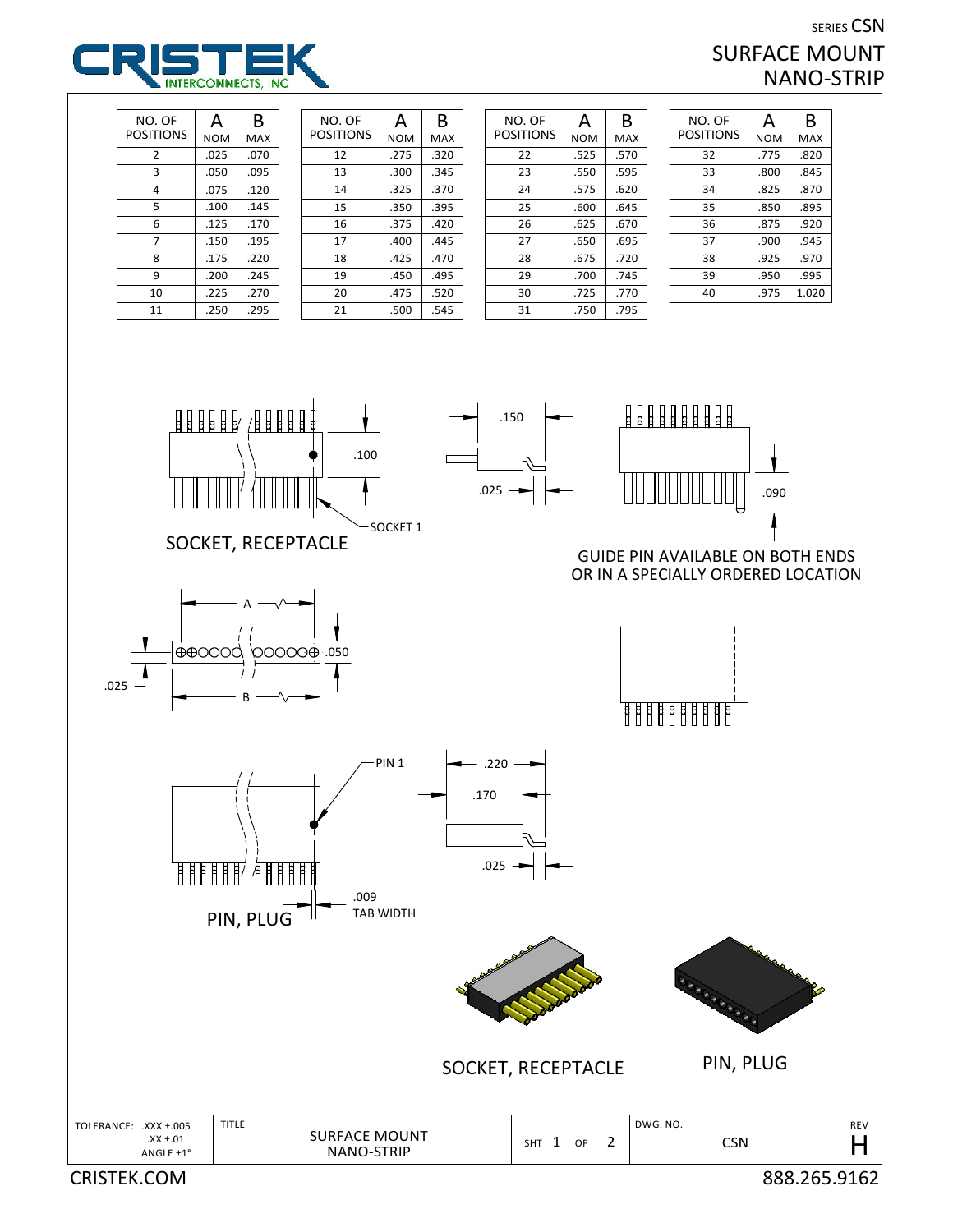SERIES CSN

# SURFACE MOUNT NANO-STRIP

| NO. OF POSITIONS | A NOM | B MAX |
|---|---|---|
| 2 | .025 | .070 |
| 3 | .050 | .095 |
| 4 | .075 | .120 |
| 5 | .100 | .145 |
| 6 | .125 | .170 |
| 7 | .150 | .195 |
| 8 | .175 | .220 |
| 9 | .200 | .245 |
| 10 | .225 | .270 |
| 11 | .250 | .295 |
| 12 | .275 | .320 |
| 13 | .300 | .345 |
| 14 | .325 | .370 |
| 15 | .350 | .395 |
| 16 | .375 | .420 |
| 17 | .400 | .445 |
| 18 | .425 | .470 |
| 19 | .450 | .495 |
| 20 | .475 | .520 |
| 21 | .500 | .545 |
| 22 | .525 | .570 |
| 23 | .550 | .595 |
| 24 | .575 | .620 |
| 25 | .600 | .645 |
| 26 | .625 | .670 |
| 27 | .650 | .695 |
| 28 | .675 | .720 |
| 29 | .700 | .745 |
| 30 | .725 | .770 |
| 31 | .750 | .795 |
| 32 | .775 | .820 |
| 33 | .800 | .845 |
| 34 | .825 | .870 |
| 35 | .850 | .895 |
| 36 | .875 | .920 |
| 37 | .900 | .945 |
| 38 | .925 | .970 |
| 39 | .950 | .995 |
| 40 | .975 | 1.020 |

.100

SOCKET 1

SOCKET, RECEPTACLE

.150

.025

.090

GUIDE PIN AVAILABLE ON BOTH ENDS OR IN A SPECIALLY ORDERED LOCATION

A

.050

.025

B

PIN 1

.220

.170

.025

.009 TAB WIDTH

PIN, PLUG

SOCKET, RECEPTACLE

PIN, PLUG

| TOLERANCE: .XXX ±.005 .XX ±.01 ANGLE ±1° | TITLE SURFACE MOUNT NANO-STRIP | SHT 1 OF 2 | DWG. NO. CSN | REV H |
|---|---|---|---|---|

CRISTEK.COM 888.265.9162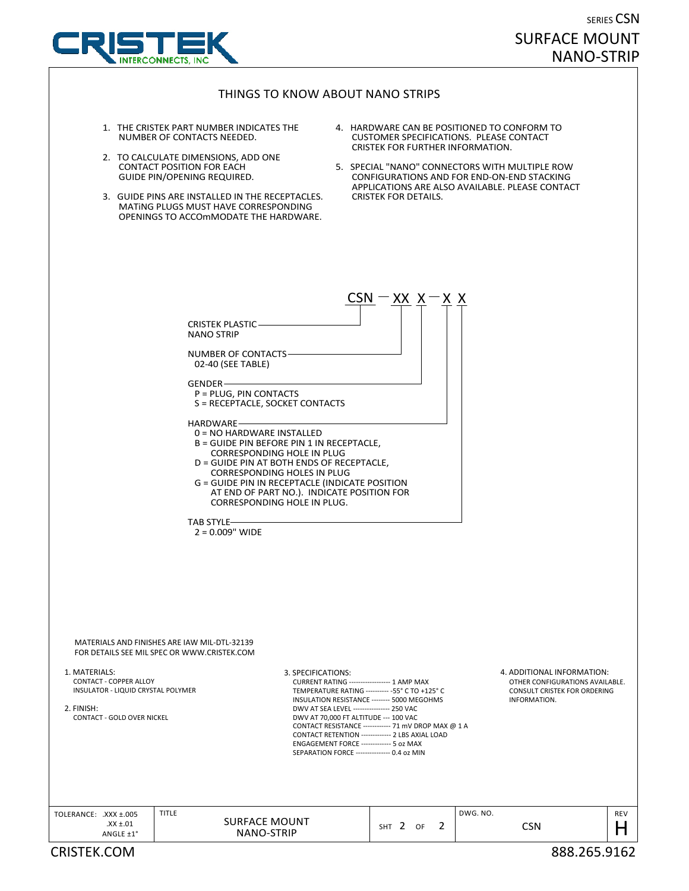SERIES CSN
# SURFACE MOUNT NANO-STRIP

## THINGS TO KNOW ABOUT NANO STRIPS

1. THE CRISTEK PART NUMBER INDICATES THE NUMBER OF CONTACTS NEEDED.
2. TO CALCULATE DIMENSIONS, ADD ONE CONTACT POSITION FOR EACH GUIDE PIN/OPENING REQUIRED.
3. GUIDE PINS ARE INSTALLED IN THE RECEPTACLES. MATiNG PLUGS MUST HAVE CORRESPONDING OPENINGS TO ACCOmMODATE THE HARDWARE.
4. HARDWARE CAN BE POSITIONED TO CONFORM TO CUSTOMER SPECIFICATIONS. PLEASE CONTACT CRISTEK FOR FURTHER INFORMATION.
5. SPECIAL "NANO" CONNECTORS WITH MULTIPLE ROW CONFIGURATIONS AND FOR END-ON-END STACKING APPLICATIONS ARE ALSO AVAILABLE. PLEASE CONTACT CRISTEK FOR DETAILS.

CSN — XX X — X X

CRISTEK PLASTIC NANO STRIP

NUMBER OF CONTACTS
02-40 (SEE TABLE)

GENDER
- P = PLUG, PIN CONTACTS
- S = RECEPTACLE, SOCKET CONTACTS

HARDWARE
- 0 = NO HARDWARE INSTALLED
- B = GUIDE PIN BEFORE PIN 1 IN RECEPTACLE, CORRESPONDING HOLE IN PLUG
- D = GUIDE PIN AT BOTH ENDS OF RECEPTACLE, CORRESPONDING HOLES IN PLUG
- G = GUIDE PIN IN RECEPTACLE (INDICATE POSITION AT END OF PART NO.). INDICATE POSITION FOR CORRESPONDING HOLE IN PLUG.

TAB STYLE
- 2 = 0.009" WIDE

MATERIALS AND FINISHES ARE IAW MIL-DTL-32139
FOR DETAILS SEE MIL SPEC OR WWW.CRISTEK.COM

1. MATERIALS:
   CONTACT - COPPER ALLOY
   INSULATOR - LIQUID CRYSTAL POLYMER

2. FINISH:
   CONTACT - GOLD OVER NICKEL

3. SPECIFICATIONS:
   - CURRENT RATING ------------------ 1 AMP MAX
   - TEMPERATURE RATING ---------- -55° C TO +125° C
   - INSULATION RESISTANCE -------- 5000 MEGOHMS
   - DWV AT SEA LEVEL ---------------- 250 VAC
   - DWV AT 70,000 FT ALTITUDE --- 100 VAC
   - CONTACT RESISTANCE ------------ 71 mV DROP MAX @ 1 A
   - CONTACT RETENTION ------------- 2 LBS AXIAL LOAD
   - ENGAGEMENT FORCE ------------- 5 oz MAX
   - SEPARATION FORCE --------------- 0.4 oz MIN

4. ADDITIONAL INFORMATION:
   OTHER CONFIGURATIONS AVAILABLE. CONSULT CRISTEK FOR ORDERING INFORMATION.

| TOLERANCE | TITLE | SHT | DWG. NO. | REV |
|---|---|---|---|---|
| .XXX ±.005<br>.XX ±.01<br>ANGLE ±1° | SURFACE MOUNT NANO-STRIP | 2 OF 2 | CSN | H |

CRISTEK.COM 888.265.9162